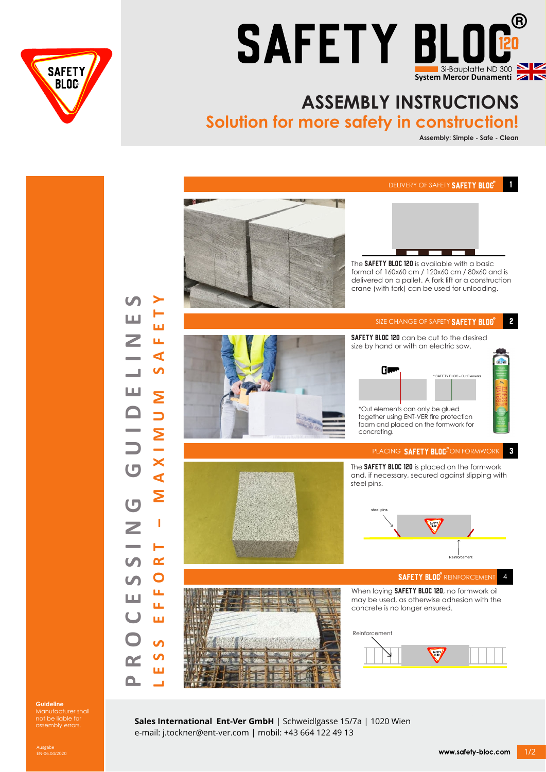# SAFETY BLOC® 120

3i-Bauplatte ND 300
System Mercor Dunamenti

## ASSEMBLY INSTRUCTIONS

## Solution for more safety in construction!

**Assembly: Simple - Safe - Clean**

PROCESSING GUIDELINES

LESS EFFORT – MAXIMUM SAFETY

### 1 DELIVERY OF SAFETY SAFETY BLOC®

The **SAFETY BLOC 120** is available with a basic format of 160x60 cm / 120x60 cm / 80x60 and is delivered on a pallet. A fork lift or a construction crane (with fork) can be used for unloading.

### 2 SIZE CHANGE OF SAFETY SAFETY BLOC®

**SAFETY BLOC 120** can be cut to the desired size by hand or with an electric saw.

* SAFETY BLOC - Cut Elements

*Cut elements can only be glued together using ENT-VER fire protection foam and placed on the formwork for concreting.

### 3 PLACING SAFETY BLOC® ON FORMWORK

The **SAFETY BLOC 120** is placed on the formwork and, if necessary, secured against slipping with steel pins.

steel pins

Reinforcement

### 4 SAFETY BLOC® REINFORCEMENT

When laying **SAFETY BLOC 120**, no formwork oil may be used, as otherwise adhesion with the concrete is no longer ensured.

Reinforcement

**Guideline**
Manufacturer shall not be liable for assembly errors.

Ausgabe
EN-06.04/2020

**Sales International Ent-Ver GmbH** | Schweidlgasse 15/7a | 1020 Wien
e-mail: j.tockner@ent-ver.com | mobil: +43 664 122 49 13

**www.safety-bloc.com**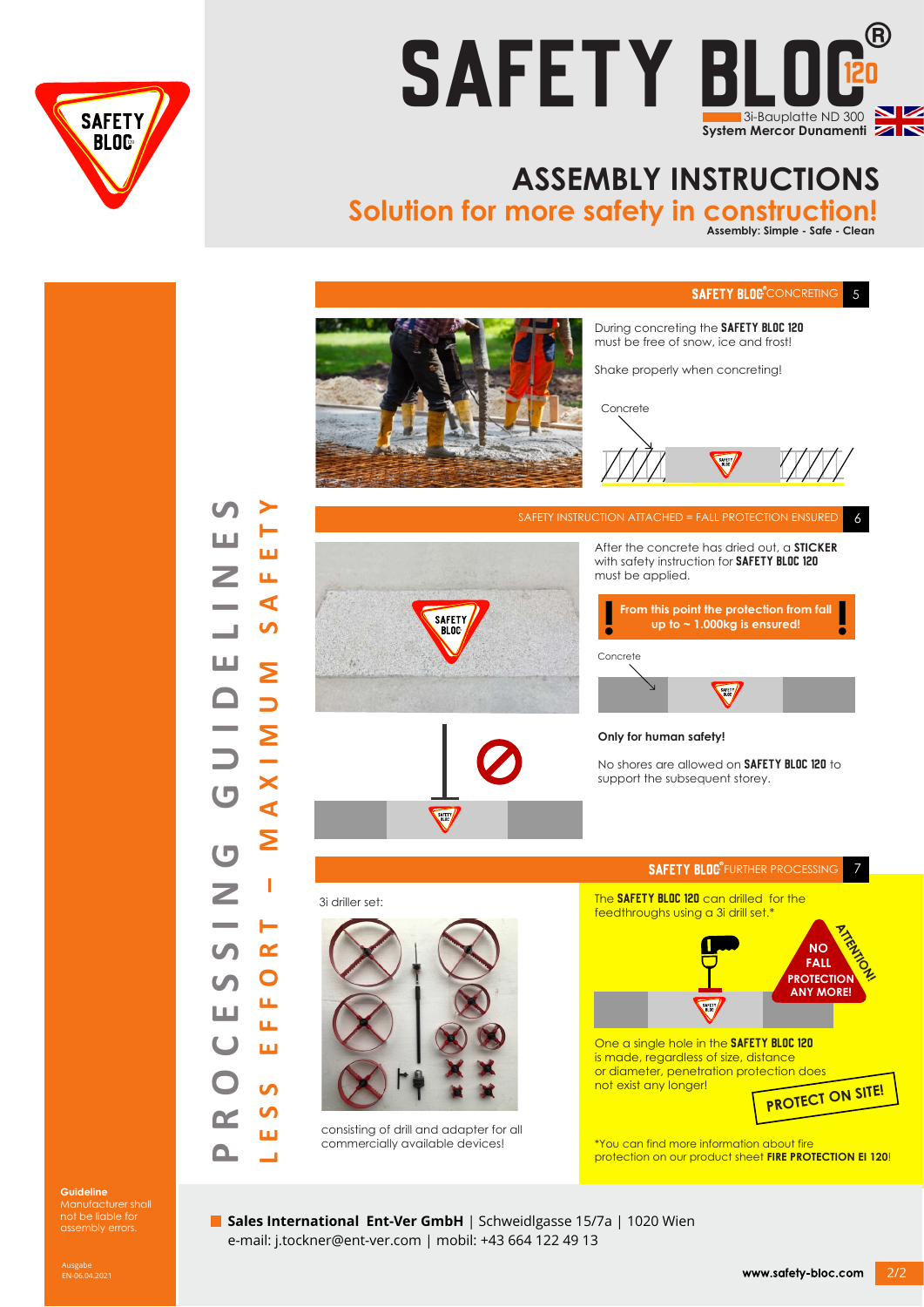# SAFETY BLOC® 120

3i-Bauplatte ND 300
System Mercor Dunamenti

## ASSEMBLY INSTRUCTIONS

## Solution for more safety in construction!

Assembly: Simple - Safe - Clean

PROCESSING GUIDELINES

LESS EFFORT – MAXIMUM SAFETY

### SAFETY BLOC® CONCRETING 5

During concreting the **SAFETY BLOC 120** must be free of snow, ice and frost!

Shake properly when concreting!

Concrete

### SAFETY INSTRUCTION ATTACHED = FALL PROTECTION ENSURED 6

After the concrete has dried out, a **STICKER** with safety instruction for **SAFETY BLOC 120** must be applied.

**! From this point the protection from fall up to ~ 1.000kg is ensured! !**

Concrete

**Only for human safety!**

No shores are allowed on **SAFETY BLOC 120** to support the subsequent storey.

### SAFETY BLOC® FURTHER PROCESSING 7

3i driller set:

consisting of drill and adapter for all commercially available devices!

The **SAFETY BLOC 120** can drilled for the feedthroughs using a 3i drill set.*

ATTENTION! **NO FALL PROTECTION ANY MORE!**

One a single hole in the **SAFETY BLOC 120** is made, regardless of size, distance or diameter, penetration protection does not exist any longer!

**PROTECT ON SITE!**

*You can find more information about fire protection on our product sheet **FIRE PROTECTION EI 120**!

**Guideline**
Manufacturer shall not be liable for assembly errors.

Ausgabe
EN-06.04.2021

**Sales International Ent-Ver GmbH** | Schweidlgasse 15/7a | 1020 Wien
e-mail: j.tockner@ent-ver.com | mobil: +43 664 122 49 13

**www.safety-bloc.com**